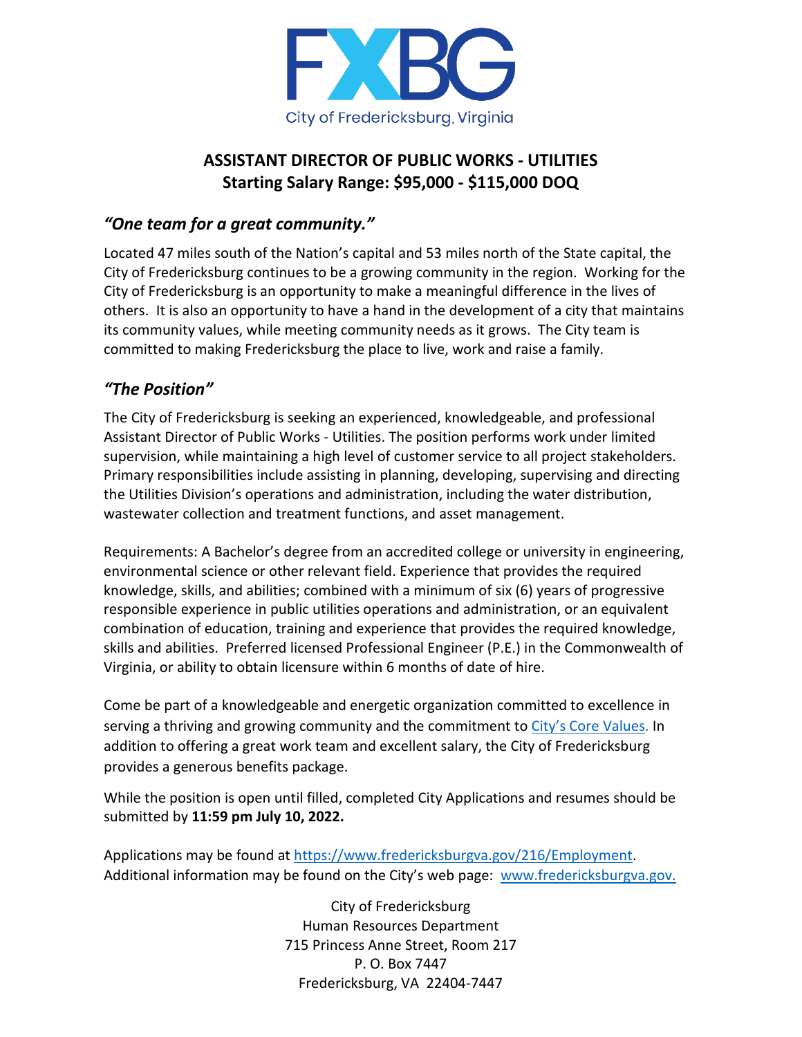FXBG

City of Fredericksburg, Virginia

# ASSISTANT DIRECTOR OF PUBLIC WORKS - UTILITIES
## Starting Salary Range: $95,000 - $115,000 DOQ

## *"One team for a great community."*

Located 47 miles south of the Nation's capital and 53 miles north of the State capital, the City of Fredericksburg continues to be a growing community in the region. Working for the City of Fredericksburg is an opportunity to make a meaningful difference in the lives of others. It is also an opportunity to have a hand in the development of a city that maintains its community values, while meeting community needs as it grows. The City team is committed to making Fredericksburg the place to live, work and raise a family.

## *"The Position"*

The City of Fredericksburg is seeking an experienced, knowledgeable, and professional Assistant Director of Public Works - Utilities. The position performs work under limited supervision, while maintaining a high level of customer service to all project stakeholders. Primary responsibilities include assisting in planning, developing, supervising and directing the Utilities Division's operations and administration, including the water distribution, wastewater collection and treatment functions, and asset management.

Requirements: A Bachelor's degree from an accredited college or university in engineering, environmental science or other relevant field. Experience that provides the required knowledge, skills, and abilities; combined with a minimum of six (6) years of progressive responsible experience in public utilities operations and administration, or an equivalent combination of education, training and experience that provides the required knowledge, skills and abilities. Preferred licensed Professional Engineer (P.E.) in the Commonwealth of Virginia, or ability to obtain licensure within 6 months of date of hire.

Come be part of a knowledgeable and energetic organization committed to excellence in serving a thriving and growing community and the commitment to City's Core Values. In addition to offering a great work team and excellent salary, the City of Fredericksburg provides a generous benefits package.

While the position is open until filled, completed City Applications and resumes should be submitted by **11:59 pm July 10, 2022.**

Applications may be found at https://www.fredericksburgva.gov/216/Employment.
Additional information may be found on the City's web page: www.fredericksburgva.gov.

City of Fredericksburg
Human Resources Department
715 Princess Anne Street, Room 217
P. O. Box 7447
Fredericksburg, VA 22404-7447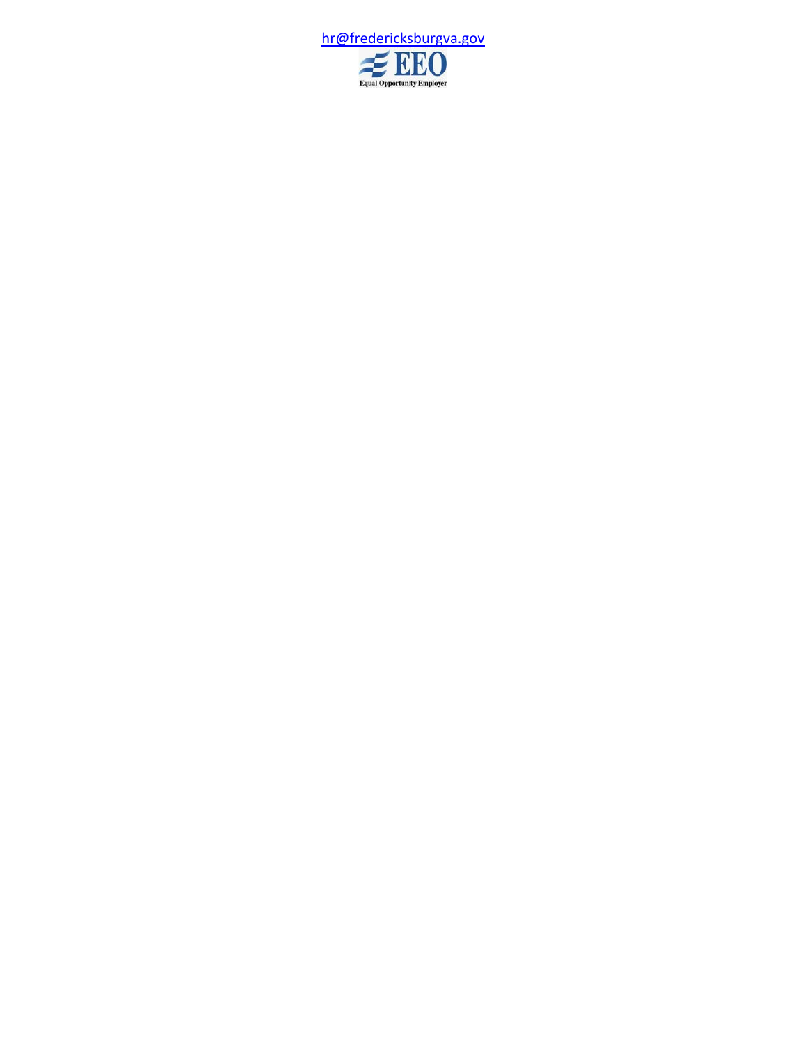hr@fredericksburgva.gov

EEO

Equal Opportunity Employer